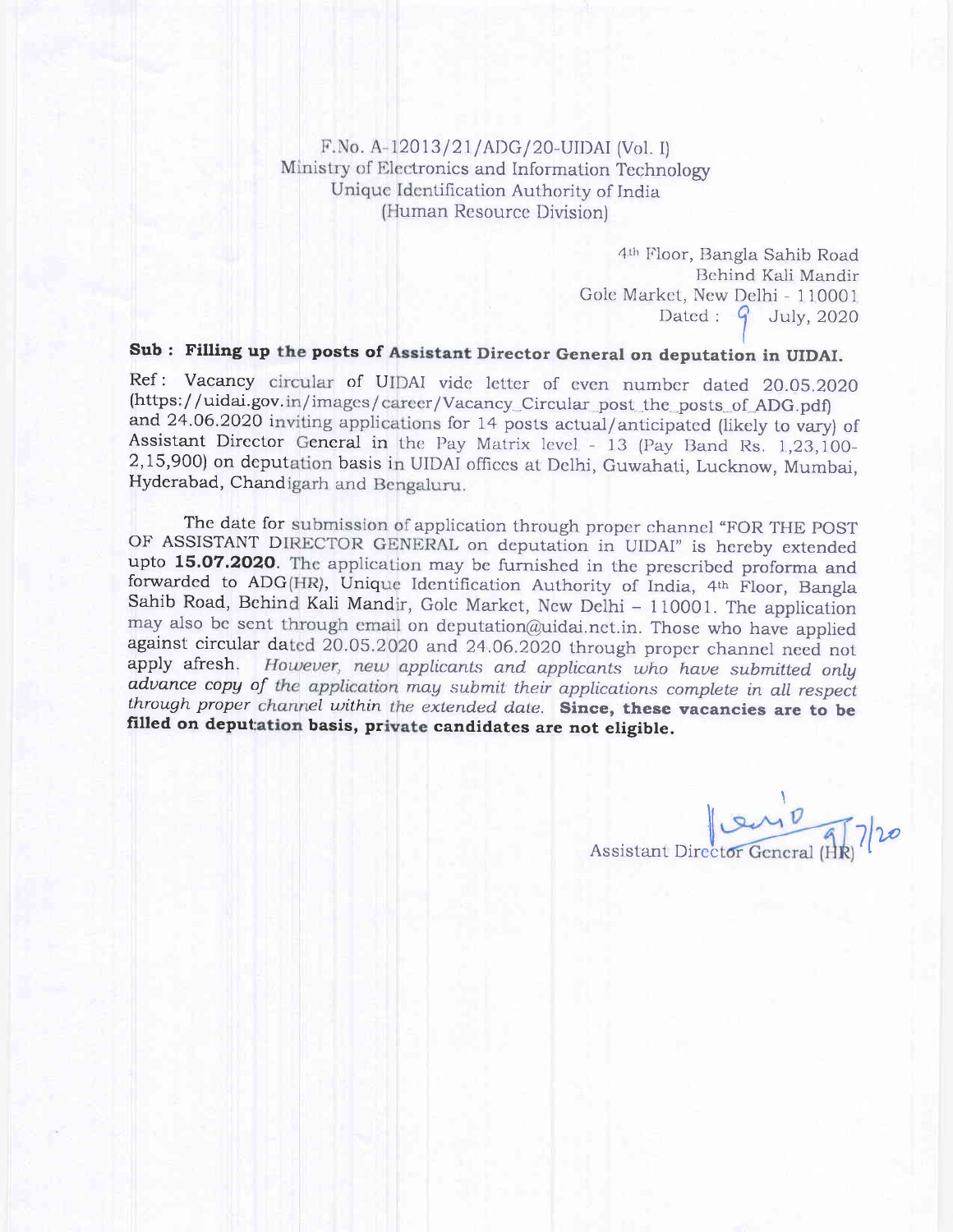F.No. A-12013/21/ADG/20-UIDAI (Vol. I)
Ministry of Electronics and Information Technology
Unique Identification Authority of India
(Human Resource Division)

4th Floor, Bangla Sahib Road
Behind Kali Mandir
Gole Market, New Delhi - 110001
Dated : 9 July, 2020

**Sub : Filling up the posts of Assistant Director General on deputation in UIDAI.**

Ref : Vacancy circular of UIDAI vide letter of even number dated 20.05.2020 (https://uidai.gov.in/images/career/Vacancy_Circular_post_the_posts_of_ADG.pdf) and 24.06.2020 inviting applications for 14 posts actual/anticipated (likely to vary) of Assistant Director General in the Pay Matrix level - 13 (Pay Band Rs. 1,23,100-2,15,900) on deputation basis in UIDAI offices at Delhi, Guwahati, Lucknow, Mumbai, Hyderabad, Chandigarh and Bengaluru.

The date for submission of application through proper channel "FOR THE POST OF ASSISTANT DIRECTOR GENERAL on deputation in UIDAI" is hereby extended upto **15.07.2020**. The application may be furnished in the prescribed proforma and forwarded to ADG(HR), Unique Identification Authority of India, 4th Floor, Bangla Sahib Road, Behind Kali Mandir, Gole Market, New Delhi – 110001. The application may also be sent through email on deputation@uidai.net.in. Those who have applied against circular dated 20.05.2020 and 24.06.2020 through proper channel need not apply afresh. *However, new applicants and applicants who have submitted only advance copy of the application may submit their applications complete in all respect through proper channel within the extended date.* **Since, these vacancies are to be filled on deputation basis, private candidates are not eligible.**

9/7/20
Assistant Director General (HR)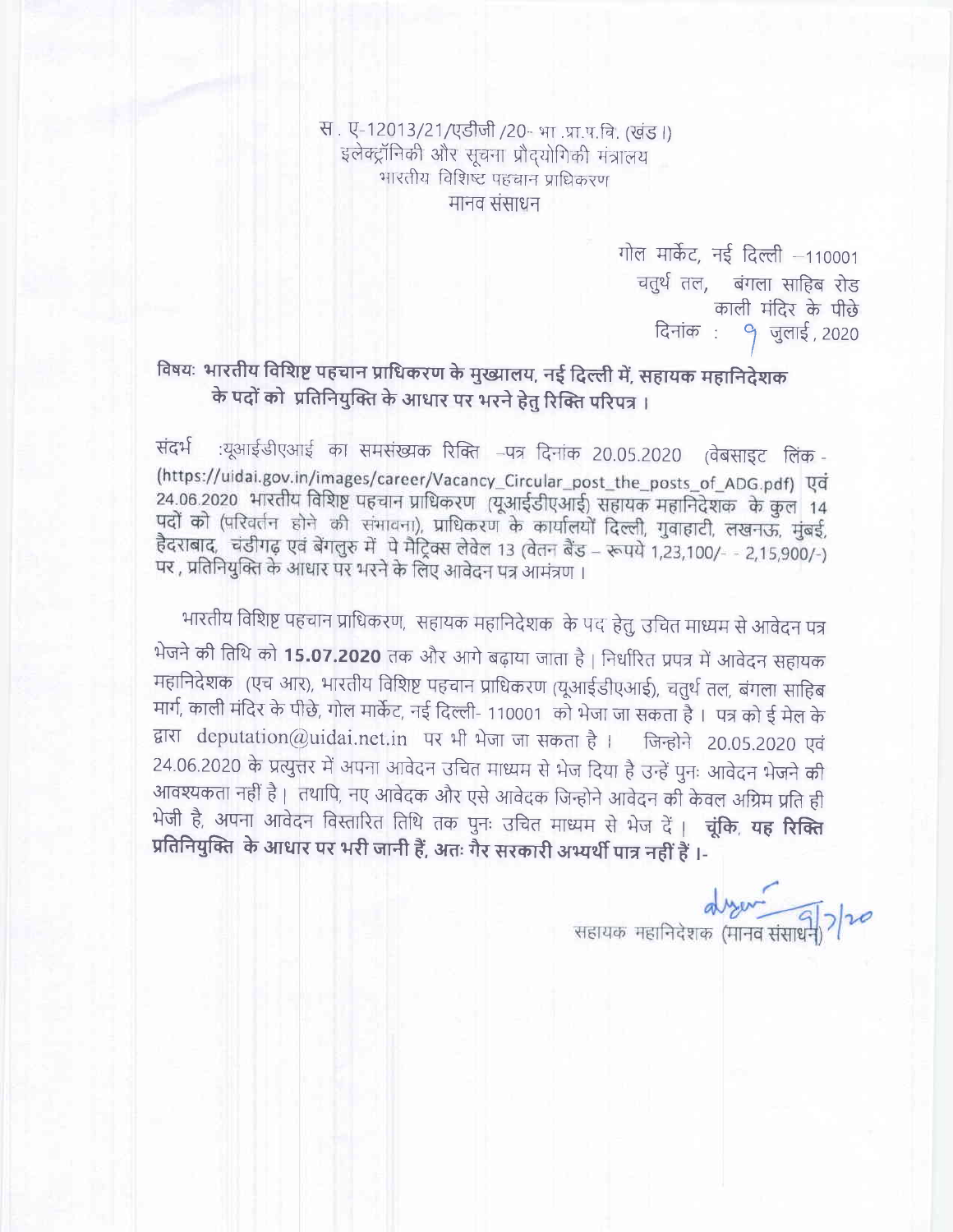स . ए-12013/21/एडीजी /20- भा .प्रा.प.वि. (खंड I)
इलेक्ट्रॉनिकी और सूचना प्रौद्योगिकी मंत्रालय
भारतीय विशिष्ट पहचान प्राधिकरण
मानव संसाधन

गोल मार्केट, नई दिल्ली –110001
चतुर्थ तल, बंगला साहिब रोड
काली मंदिर के पीछे
दिनांक : 9 जुलाई , 2020

**विषयः भारतीय विशिष्ट पहचान प्राधिकरण के मुख्यालय, नई दिल्ली में, सहायक महानिदेशक के पदों को प्रतिनियुक्ति के आधार पर भरने हेतु रिक्ति परिपत्र ।**

संदर्भ :यूआईडीएआई का समसंख्यक रिक्ति –पत्र दिनांक 20.05.2020 (वेबसाइट लिंक - (https://uidai.gov.in/images/career/Vacancy_Circular_post_the_posts_of_ADG.pdf) एवं 24.06.2020 भारतीय विशिष्ट पहचान प्राधिकरण (यूआईडीएआई) सहायक महानिदेशक के कुल 14 पदों को (परिवर्तन होने की संभावना), प्राधिकरण के कार्यालयों दिल्ली, गुवाहाटी, लखनऊ, मुंबई, हैदराबाद, चंडीगढ़ एवं बेंगलुरु में पे मैट्रिक्स लेवेल 13 (वेतन बैंड – रूपये 1,23,100/- - 2,15,900/-) पर , प्रतिनियुक्ति के आधार पर भरने के लिए आवेदन पत्र आमंत्रण ।

भारतीय विशिष्ट पहचान प्राधिकरण, सहायक महानिदेशक के पद हेतु उचित माध्यम से आवेदन पत्र भेजने की तिथि को **15.07.2020** तक और आगे बढ़ाया जाता है | निर्धारित प्रपत्र में आवेदन सहायक महानिदेशक (एच आर), भारतीय विशिष्ट पहचान प्राधिकरण (यूआईडीएआई), चतुर्थ तल, बंगला साहिब मार्ग, काली मंदिर के पीछे, गोल मार्केट, नई दिल्ली- 110001 को भेजा जा सकता है । पत्र को ई मेल के द्वारा deputation@uidai.net.in पर भी भेजा जा सकता है । जिन्होने 20.05.2020 एवं 24.06.2020 के प्रत्युत्तर में अपना आवेदन उचित माध्यम से भेज दिया है उन्हें पुनः आवेदन भेजने की आवश्यकता नहीं है | तथापि, नए आवेदक और एसे आवेदक जिन्होने आवेदन की केवल अग्रिम प्रति ही भेजी है, अपना आवेदन विस्तारित तिथि तक पुनः उचित माध्यम से भेज दें । **चूंकि, यह रिक्ति प्रतिनियुक्ति के आधार पर भरी जानी हैं, अतः गैर सरकारी अभ्यर्थी पात्र नहीं हैं ।-**

सहायक महानिदेशक (मानव संसाधन) 9/7/20